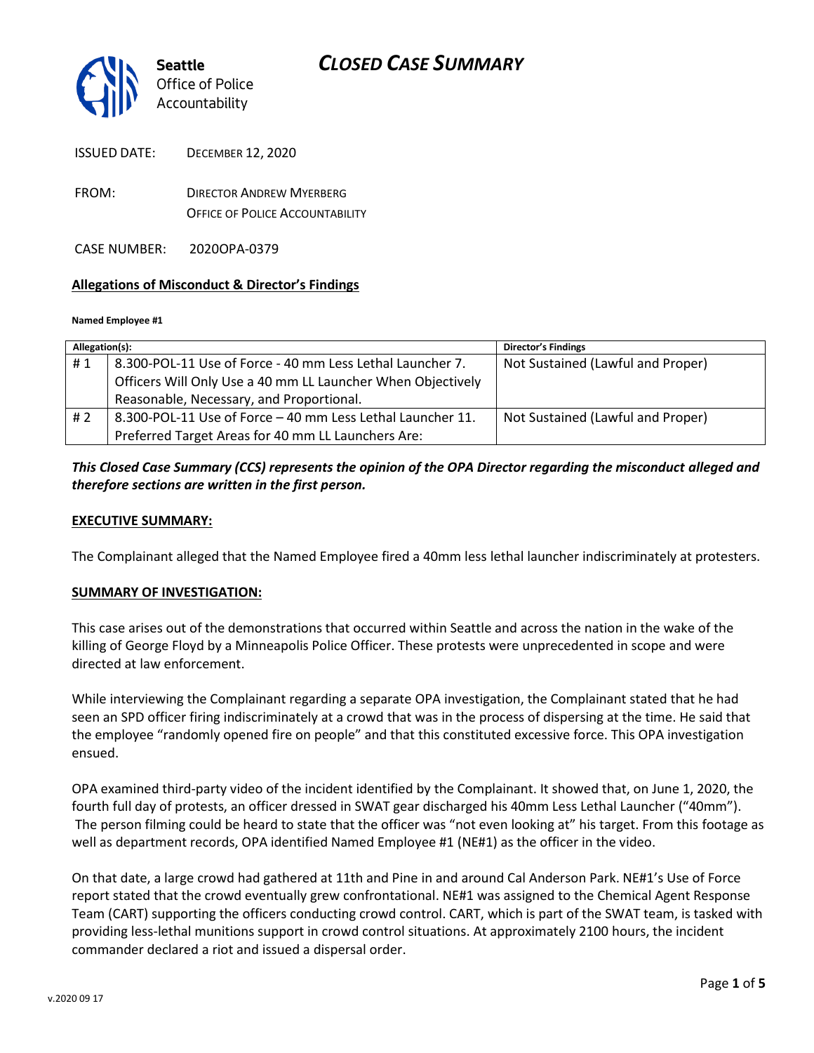# CLOSED CASE SUMMARY

Seattle Office of Police Accountability

ISSUED DATE: DECEMBER 12, 2020

FROM: DIRECTOR ANDREW MYERBERG
OFFICE OF POLICE ACCOUNTABILITY

CASE NUMBER: 2020OPA-0379

## Allegations of Misconduct & Director's Findings

**Named Employee #1**

| Allegation(s): | | Director's Findings |
|---|---|---|
| # 1 | 8.300-POL-11 Use of Force - 40 mm Less Lethal Launcher 7. Officers Will Only Use a 40 mm LL Launcher When Objectively Reasonable, Necessary, and Proportional. | Not Sustained (Lawful and Proper) |
| # 2 | 8.300-POL-11 Use of Force – 40 mm Less Lethal Launcher 11. Preferred Target Areas for 40 mm LL Launchers Are: | Not Sustained (Lawful and Proper) |

***This Closed Case Summary (CCS) represents the opinion of the OPA Director regarding the misconduct alleged and therefore sections are written in the first person.***

**EXECUTIVE SUMMARY:**

The Complainant alleged that the Named Employee fired a 40mm less lethal launcher indiscriminately at protesters.

**SUMMARY OF INVESTIGATION:**

This case arises out of the demonstrations that occurred within Seattle and across the nation in the wake of the killing of George Floyd by a Minneapolis Police Officer. These protests were unprecedented in scope and were directed at law enforcement.

While interviewing the Complainant regarding a separate OPA investigation, the Complainant stated that he had seen an SPD officer firing indiscriminately at a crowd that was in the process of dispersing at the time. He said that the employee "randomly opened fire on people" and that this constituted excessive force. This OPA investigation ensued.

OPA examined third-party video of the incident identified by the Complainant. It showed that, on June 1, 2020, the fourth full day of protests, an officer dressed in SWAT gear discharged his 40mm Less Lethal Launcher ("40mm"). The person filming could be heard to state that the officer was "not even looking at" his target. From this footage as well as department records, OPA identified Named Employee #1 (NE#1) as the officer in the video.

On that date, a large crowd had gathered at 11th and Pine in and around Cal Anderson Park. NE#1's Use of Force report stated that the crowd eventually grew confrontational. NE#1 was assigned to the Chemical Agent Response Team (CART) supporting the officers conducting crowd control. CART, which is part of the SWAT team, is tasked with providing less-lethal munitions support in crowd control situations. At approximately 2100 hours, the incident commander declared a riot and issued a dispersal order.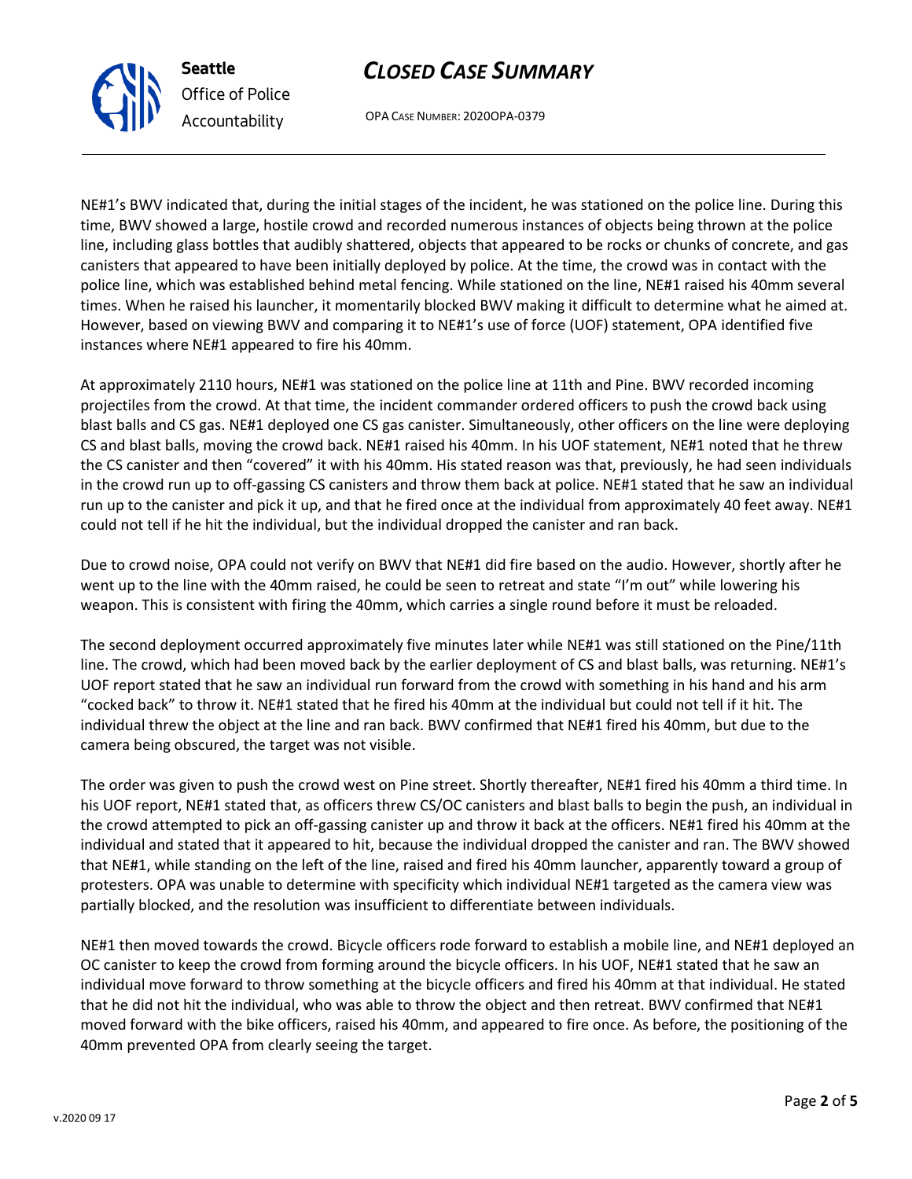NE#1's BWV indicated that, during the initial stages of the incident, he was stationed on the police line. During this time, BWV showed a large, hostile crowd and recorded numerous instances of objects being thrown at the police line, including glass bottles that audibly shattered, objects that appeared to be rocks or chunks of concrete, and gas canisters that appeared to have been initially deployed by police. At the time, the crowd was in contact with the police line, which was established behind metal fencing. While stationed on the line, NE#1 raised his 40mm several times. When he raised his launcher, it momentarily blocked BWV making it difficult to determine what he aimed at. However, based on viewing BWV and comparing it to NE#1's use of force (UOF) statement, OPA identified five instances where NE#1 appeared to fire his 40mm.

At approximately 2110 hours, NE#1 was stationed on the police line at 11th and Pine. BWV recorded incoming projectiles from the crowd. At that time, the incident commander ordered officers to push the crowd back using blast balls and CS gas. NE#1 deployed one CS gas canister. Simultaneously, other officers on the line were deploying CS and blast balls, moving the crowd back. NE#1 raised his 40mm. In his UOF statement, NE#1 noted that he threw the CS canister and then "covered" it with his 40mm. His stated reason was that, previously, he had seen individuals in the crowd run up to off-gassing CS canisters and throw them back at police. NE#1 stated that he saw an individual run up to the canister and pick it up, and that he fired once at the individual from approximately 40 feet away. NE#1 could not tell if he hit the individual, but the individual dropped the canister and ran back.

Due to crowd noise, OPA could not verify on BWV that NE#1 did fire based on the audio. However, shortly after he went up to the line with the 40mm raised, he could be seen to retreat and state "I'm out" while lowering his weapon. This is consistent with firing the 40mm, which carries a single round before it must be reloaded.

The second deployment occurred approximately five minutes later while NE#1 was still stationed on the Pine/11th line. The crowd, which had been moved back by the earlier deployment of CS and blast balls, was returning. NE#1's UOF report stated that he saw an individual run forward from the crowd with something in his hand and his arm "cocked back" to throw it. NE#1 stated that he fired his 40mm at the individual but could not tell if it hit. The individual threw the object at the line and ran back. BWV confirmed that NE#1 fired his 40mm, but due to the camera being obscured, the target was not visible.

The order was given to push the crowd west on Pine street. Shortly thereafter, NE#1 fired his 40mm a third time. In his UOF report, NE#1 stated that, as officers threw CS/OC canisters and blast balls to begin the push, an individual in the crowd attempted to pick an off-gassing canister up and throw it back at the officers. NE#1 fired his 40mm at the individual and stated that it appeared to hit, because the individual dropped the canister and ran. The BWV showed that NE#1, while standing on the left of the line, raised and fired his 40mm launcher, apparently toward a group of protesters. OPA was unable to determine with specificity which individual NE#1 targeted as the camera view was partially blocked, and the resolution was insufficient to differentiate between individuals.

NE#1 then moved towards the crowd. Bicycle officers rode forward to establish a mobile line, and NE#1 deployed an OC canister to keep the crowd from forming around the bicycle officers. In his UOF, NE#1 stated that he saw an individual move forward to throw something at the bicycle officers and fired his 40mm at that individual. He stated that he did not hit the individual, who was able to throw the object and then retreat. BWV confirmed that NE#1 moved forward with the bike officers, raised his 40mm, and appeared to fire once. As before, the positioning of the 40mm prevented OPA from clearly seeing the target.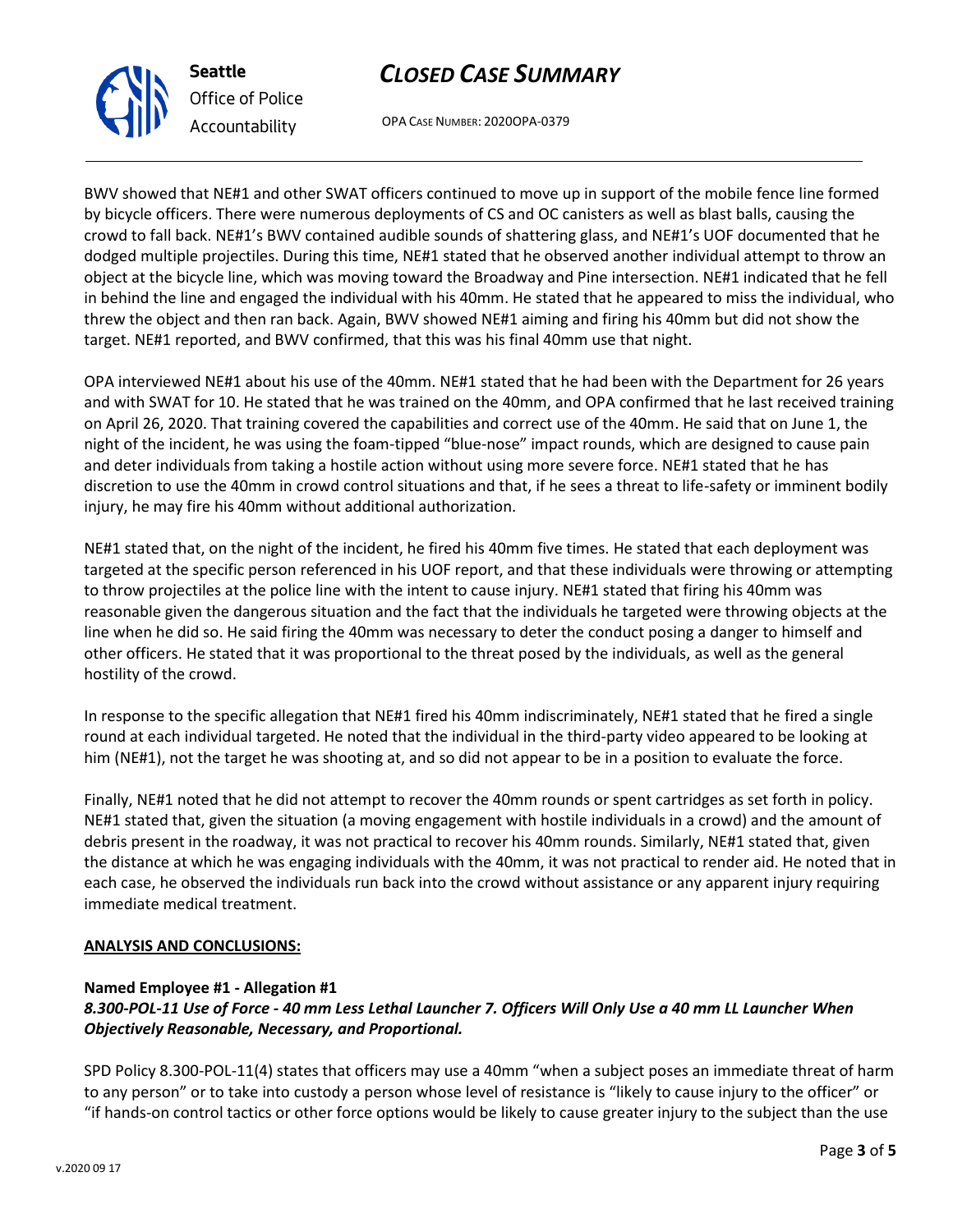BWV showed that NE#1 and other SWAT officers continued to move up in support of the mobile fence line formed by bicycle officers. There were numerous deployments of CS and OC canisters as well as blast balls, causing the crowd to fall back. NE#1's BWV contained audible sounds of shattering glass, and NE#1's UOF documented that he dodged multiple projectiles. During this time, NE#1 stated that he observed another individual attempt to throw an object at the bicycle line, which was moving toward the Broadway and Pine intersection. NE#1 indicated that he fell in behind the line and engaged the individual with his 40mm. He stated that he appeared to miss the individual, who threw the object and then ran back. Again, BWV showed NE#1 aiming and firing his 40mm but did not show the target. NE#1 reported, and BWV confirmed, that this was his final 40mm use that night.

OPA interviewed NE#1 about his use of the 40mm. NE#1 stated that he had been with the Department for 26 years and with SWAT for 10. He stated that he was trained on the 40mm, and OPA confirmed that he last received training on April 26, 2020. That training covered the capabilities and correct use of the 40mm. He said that on June 1, the night of the incident, he was using the foam-tipped "blue-nose" impact rounds, which are designed to cause pain and deter individuals from taking a hostile action without using more severe force. NE#1 stated that he has discretion to use the 40mm in crowd control situations and that, if he sees a threat to life-safety or imminent bodily injury, he may fire his 40mm without additional authorization.

NE#1 stated that, on the night of the incident, he fired his 40mm five times. He stated that each deployment was targeted at the specific person referenced in his UOF report, and that these individuals were throwing or attempting to throw projectiles at the police line with the intent to cause injury. NE#1 stated that firing his 40mm was reasonable given the dangerous situation and the fact that the individuals he targeted were throwing objects at the line when he did so. He said firing the 40mm was necessary to deter the conduct posing a danger to himself and other officers. He stated that it was proportional to the threat posed by the individuals, as well as the general hostility of the crowd.

In response to the specific allegation that NE#1 fired his 40mm indiscriminately, NE#1 stated that he fired a single round at each individual targeted. He noted that the individual in the third-party video appeared to be looking at him (NE#1), not the target he was shooting at, and so did not appear to be in a position to evaluate the force.

Finally, NE#1 noted that he did not attempt to recover the 40mm rounds or spent cartridges as set forth in policy. NE#1 stated that, given the situation (a moving engagement with hostile individuals in a crowd) and the amount of debris present in the roadway, it was not practical to recover his 40mm rounds. Similarly, NE#1 stated that, given the distance at which he was engaging individuals with the 40mm, it was not practical to render aid. He noted that in each case, he observed the individuals run back into the crowd without assistance or any apparent injury requiring immediate medical treatment.

## ANALYSIS AND CONCLUSIONS:

**Named Employee #1 - Allegation #1**
***8.300-POL-11 Use of Force - 40 mm Less Lethal Launcher 7. Officers Will Only Use a 40 mm LL Launcher When Objectively Reasonable, Necessary, and Proportional.***

SPD Policy 8.300-POL-11(4) states that officers may use a 40mm "when a subject poses an immediate threat of harm to any person" or to take into custody a person whose level of resistance is "likely to cause injury to the officer" or "if hands-on control tactics or other force options would be likely to cause greater injury to the subject than the use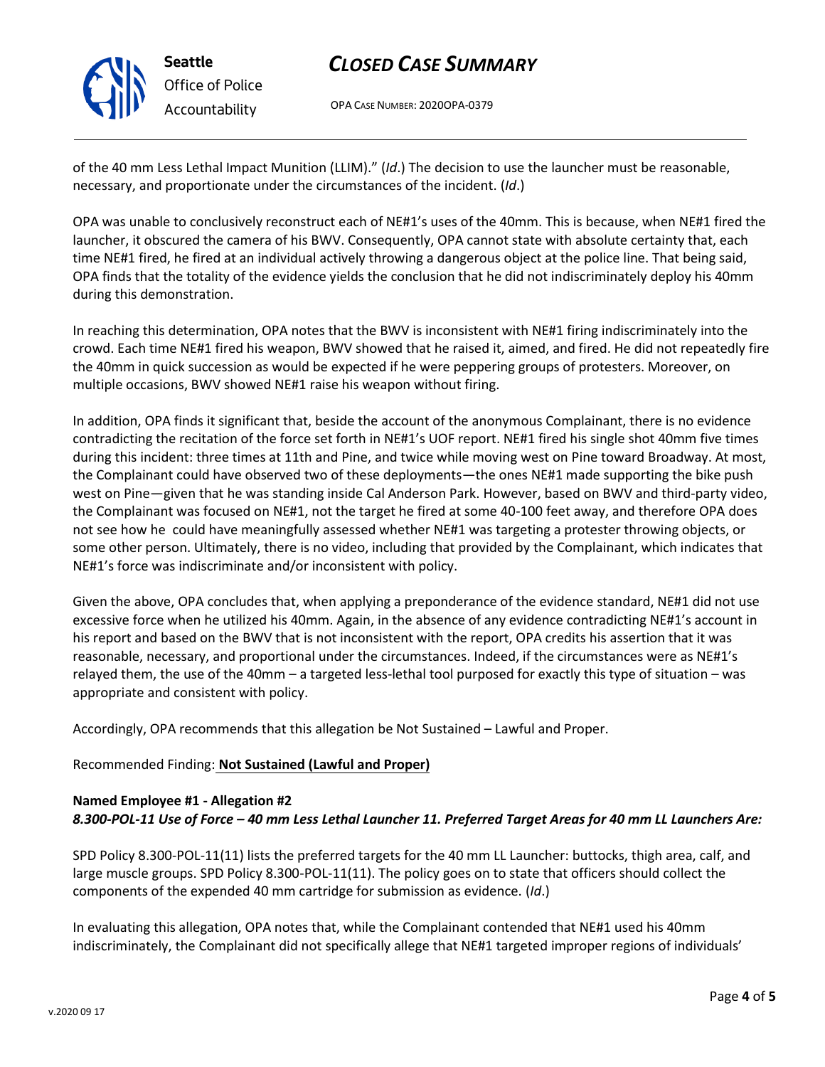of the 40 mm Less Lethal Impact Munition (LLIM)." (*Id*.) The decision to use the launcher must be reasonable, necessary, and proportionate under the circumstances of the incident. (*Id*.)

OPA was unable to conclusively reconstruct each of NE#1's uses of the 40mm. This is because, when NE#1 fired the launcher, it obscured the camera of his BWV. Consequently, OPA cannot state with absolute certainty that, each time NE#1 fired, he fired at an individual actively throwing a dangerous object at the police line. That being said, OPA finds that the totality of the evidence yields the conclusion that he did not indiscriminately deploy his 40mm during this demonstration.

In reaching this determination, OPA notes that the BWV is inconsistent with NE#1 firing indiscriminately into the crowd. Each time NE#1 fired his weapon, BWV showed that he raised it, aimed, and fired. He did not repeatedly fire the 40mm in quick succession as would be expected if he were peppering groups of protesters. Moreover, on multiple occasions, BWV showed NE#1 raise his weapon without firing.

In addition, OPA finds it significant that, beside the account of the anonymous Complainant, there is no evidence contradicting the recitation of the force set forth in NE#1's UOF report. NE#1 fired his single shot 40mm five times during this incident: three times at 11th and Pine, and twice while moving west on Pine toward Broadway. At most, the Complainant could have observed two of these deployments—the ones NE#1 made supporting the bike push west on Pine—given that he was standing inside Cal Anderson Park. However, based on BWV and third-party video, the Complainant was focused on NE#1, not the target he fired at some 40-100 feet away, and therefore OPA does not see how he could have meaningfully assessed whether NE#1 was targeting a protester throwing objects, or some other person. Ultimately, there is no video, including that provided by the Complainant, which indicates that NE#1's force was indiscriminate and/or inconsistent with policy.

Given the above, OPA concludes that, when applying a preponderance of the evidence standard, NE#1 did not use excessive force when he utilized his 40mm. Again, in the absence of any evidence contradicting NE#1's account in his report and based on the BWV that is not inconsistent with the report, OPA credits his assertion that it was reasonable, necessary, and proportional under the circumstances. Indeed, if the circumstances were as NE#1's relayed them, the use of the 40mm – a targeted less-lethal tool purposed for exactly this type of situation – was appropriate and consistent with policy.

Accordingly, OPA recommends that this allegation be Not Sustained – Lawful and Proper.

Recommended Finding: **Not Sustained (Lawful and Proper)**

**Named Employee #1 - Allegation #2**
***8.300-POL-11 Use of Force – 40 mm Less Lethal Launcher 11. Preferred Target Areas for 40 mm LL Launchers Are:***

SPD Policy 8.300-POL-11(11) lists the preferred targets for the 40 mm LL Launcher: buttocks, thigh area, calf, and large muscle groups. SPD Policy 8.300-POL-11(11). The policy goes on to state that officers should collect the components of the expended 40 mm cartridge for submission as evidence. (*Id*.)

In evaluating this allegation, OPA notes that, while the Complainant contended that NE#1 used his 40mm indiscriminately, the Complainant did not specifically allege that NE#1 targeted improper regions of individuals'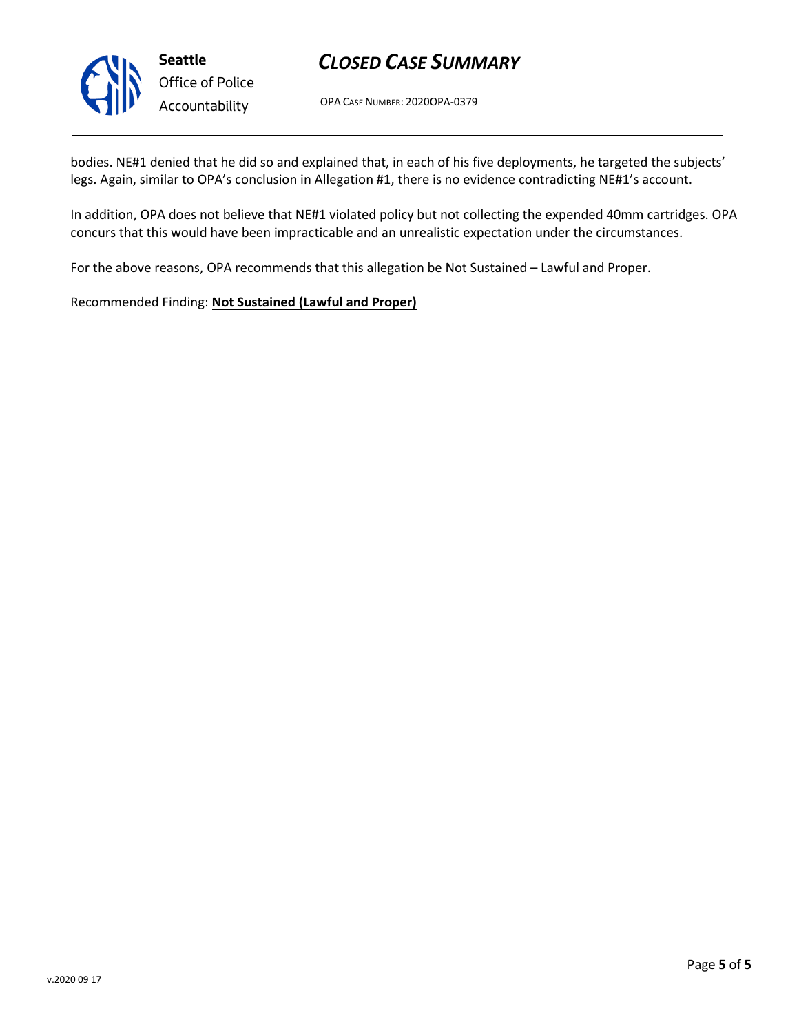bodies. NE#1 denied that he did so and explained that, in each of his five deployments, he targeted the subjects' legs. Again, similar to OPA's conclusion in Allegation #1, there is no evidence contradicting NE#1's account.

In addition, OPA does not believe that NE#1 violated policy but not collecting the expended 40mm cartridges. OPA concurs that this would have been impracticable and an unrealistic expectation under the circumstances.

For the above reasons, OPA recommends that this allegation be Not Sustained – Lawful and Proper.

Recommended Finding: **Not Sustained (Lawful and Proper)**